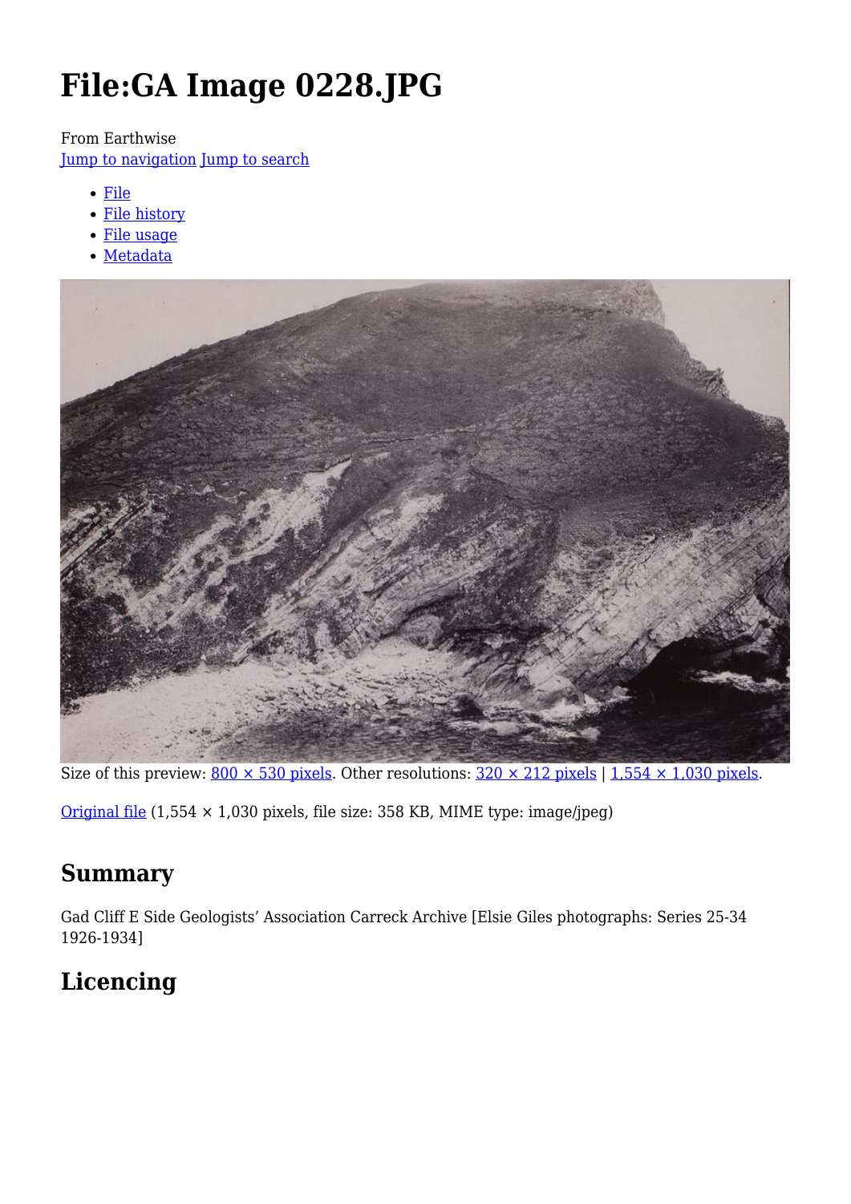# File:GA Image 0228.JPG

From Earthwise

Jump to navigation Jump to search

- File
- File history
- File usage
- Metadata

Size of this preview: 800 × 530 pixels. Other resolutions: 320 × 212 pixels | 1,554 × 1,030 pixels.

Original file (1,554 × 1,030 pixels, file size: 358 KB, MIME type: image/jpeg)

## Summary

Gad Cliff E Side Geologists' Association Carreck Archive [Elsie Giles photographs: Series 25-34 1926-1934]

## Licencing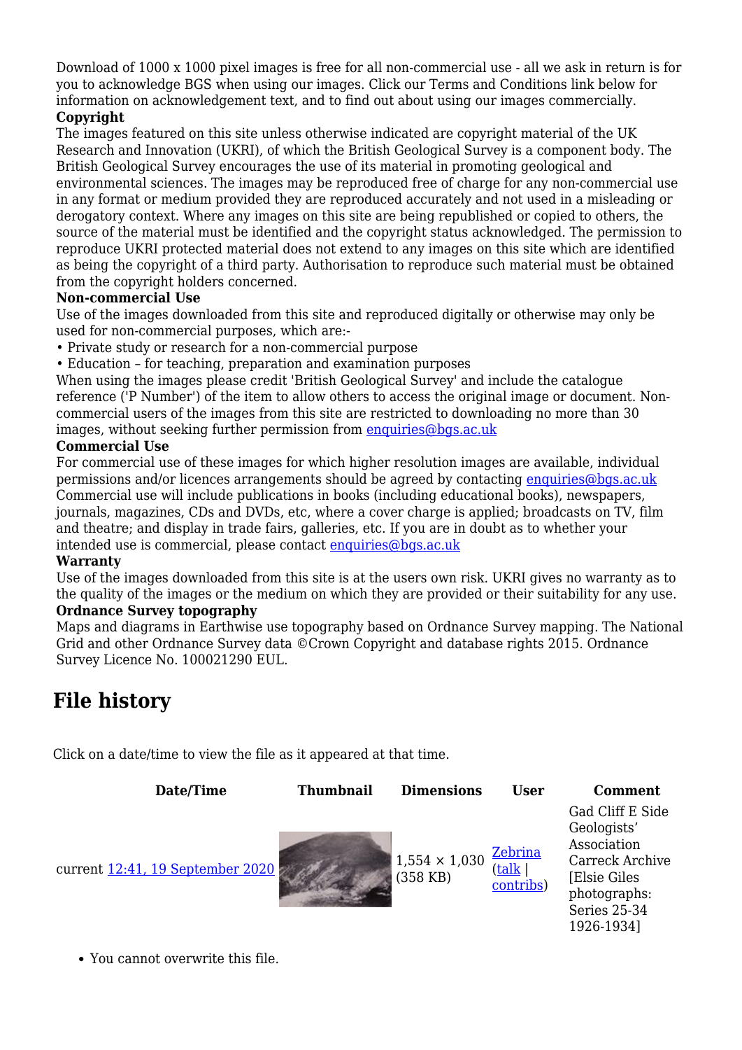Download of 1000 x 1000 pixel images is free for all non-commercial use - all we ask in return is for you to acknowledge BGS when using our images. Click our Terms and Conditions link below for information on acknowledgement text, and to find out about using our images commercially.

**Copyright**

The images featured on this site unless otherwise indicated are copyright material of the UK Research and Innovation (UKRI), of which the British Geological Survey is a component body. The British Geological Survey encourages the use of its material in promoting geological and environmental sciences. The images may be reproduced free of charge for any non-commercial use in any format or medium provided they are reproduced accurately and not used in a misleading or derogatory context. Where any images on this site are being republished or copied to others, the source of the material must be identified and the copyright status acknowledged. The permission to reproduce UKRI protected material does not extend to any images on this site which are identified as being the copyright of a third party. Authorisation to reproduce such material must be obtained from the copyright holders concerned.

**Non-commercial Use**

Use of the images downloaded from this site and reproduced digitally or otherwise may only be used for non-commercial purposes, which are:-

- Private study or research for a non-commercial purpose
- Education – for teaching, preparation and examination purposes

When using the images please credit 'British Geological Survey' and include the catalogue reference ('P Number') of the item to allow others to access the original image or document. Non-commercial users of the images from this site are restricted to downloading no more than 30 images, without seeking further permission from enquiries@bgs.ac.uk

**Commercial Use**

For commercial use of these images for which higher resolution images are available, individual permissions and/or licences arrangements should be agreed by contacting enquiries@bgs.ac.uk Commercial use will include publications in books (including educational books), newspapers, journals, magazines, CDs and DVDs, etc, where a cover charge is applied; broadcasts on TV, film and theatre; and display in trade fairs, galleries, etc. If you are in doubt as to whether your intended use is commercial, please contact enquiries@bgs.ac.uk

**Warranty**

Use of the images downloaded from this site is at the users own risk. UKRI gives no warranty as to the quality of the images or the medium on which they are provided or their suitability for any use.

**Ordnance Survey topography**

Maps and diagrams in Earthwise use topography based on Ordnance Survey mapping. The National Grid and other Ordnance Survey data ©Crown Copyright and database rights 2015. Ordnance Survey Licence No. 100021290 EUL.

## File history

Click on a date/time to view the file as it appeared at that time.

| Date/Time | Thumbnail | Dimensions | User | Comment |
|---|---|---|---|---|
| current 12:41, 19 September 2020 | | 1,554 × 1,030 (358 KB) | Zebrina (talk \| contribs) | Gad Cliff E Side Geologists' Association Carreck Archive [Elsie Giles photographs: Series 25-34 1926-1934] |

- You cannot overwrite this file.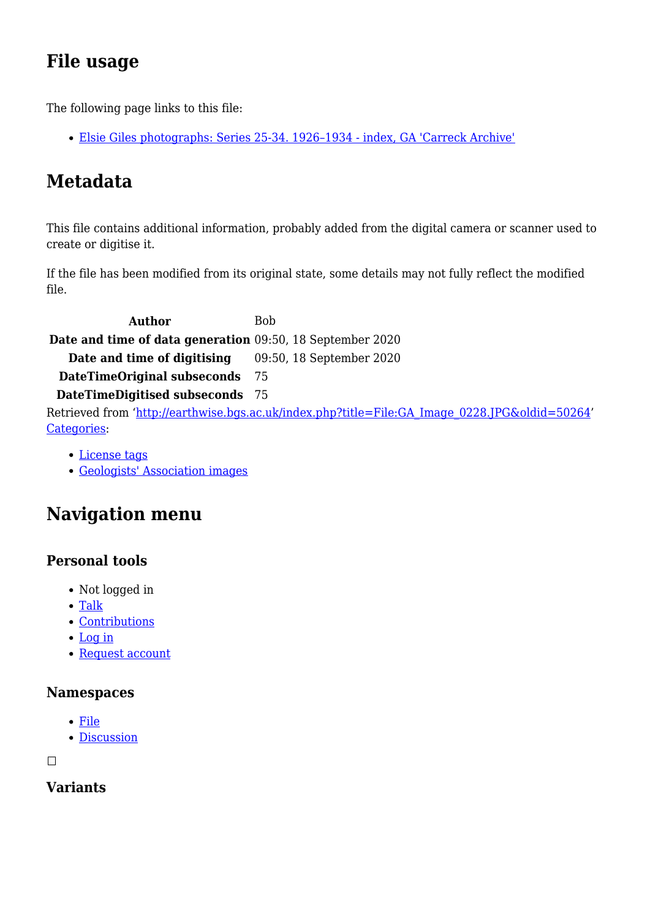## File usage

The following page links to this file:

- Elsie Giles photographs: Series 25-34. 1926–1934 - index, GA 'Carreck Archive'

## Metadata

This file contains additional information, probably added from the digital camera or scanner used to create or digitise it.

If the file has been modified from its original state, some details may not fully reflect the modified file.

| | |
|---|---|
| **Author** | Bob |
| **Date and time of data generation** | 09:50, 18 September 2020 |
| **Date and time of digitising** | 09:50, 18 September 2020 |
| **DateTimeOriginal subseconds** | 75 |
| **DateTimeDigitised subseconds** | 75 |

Retrieved from 'http://earthwise.bgs.ac.uk/index.php?title=File:GA_Image_0228.JPG&oldid=50264'
Categories:

- License tags
- Geologists' Association images

## Navigation menu

### Personal tools

- Not logged in
- Talk
- Contributions
- Log in
- Request account

### Namespaces

- File
- Discussion

### Variants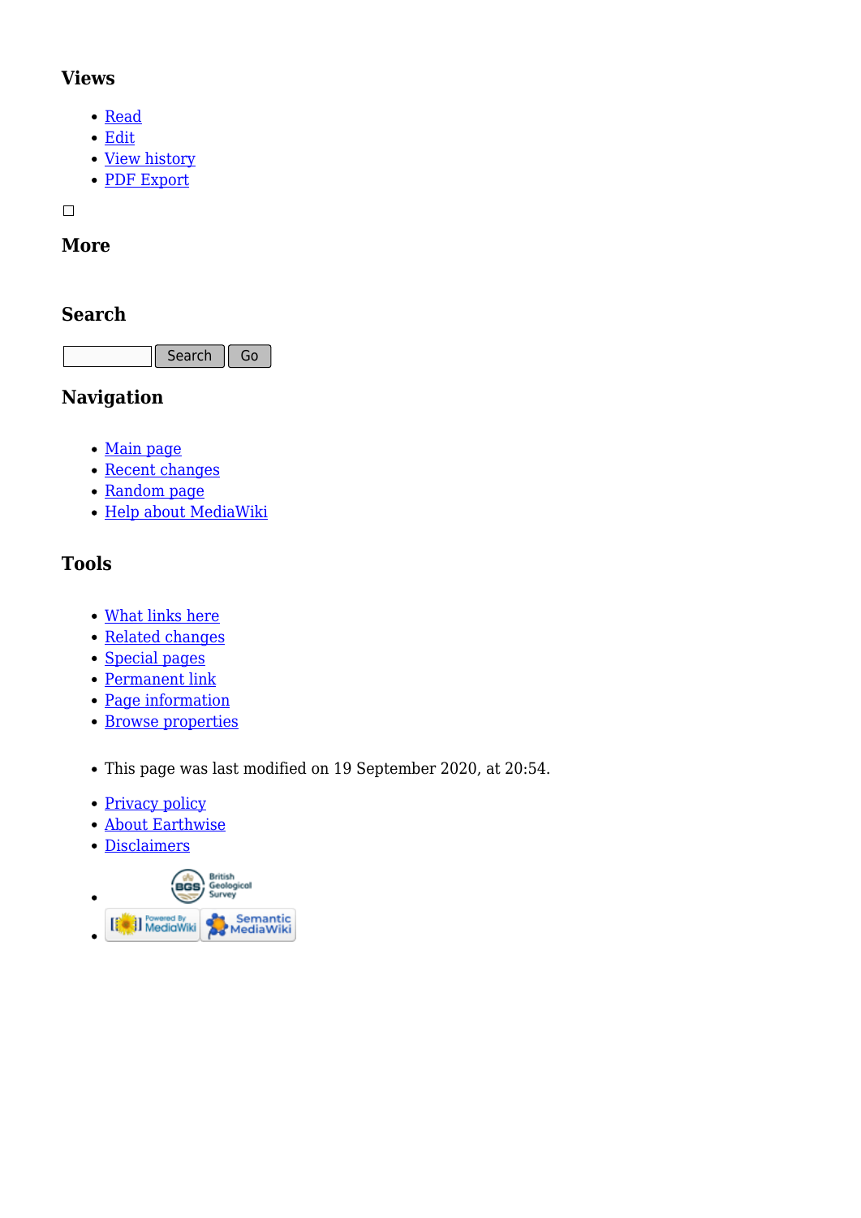### Views

- Read
- Edit
- View history
- PDF Export

### More

### Search

Search Go

### Navigation

- Main page
- Recent changes
- Random page
- Help about MediaWiki

### Tools

- What links here
- Related changes
- Special pages
- Permanent link
- Page information
- Browse properties

- This page was last modified on 19 September 2020, at 20:54.

- Privacy policy
- About Earthwise
- Disclaimers